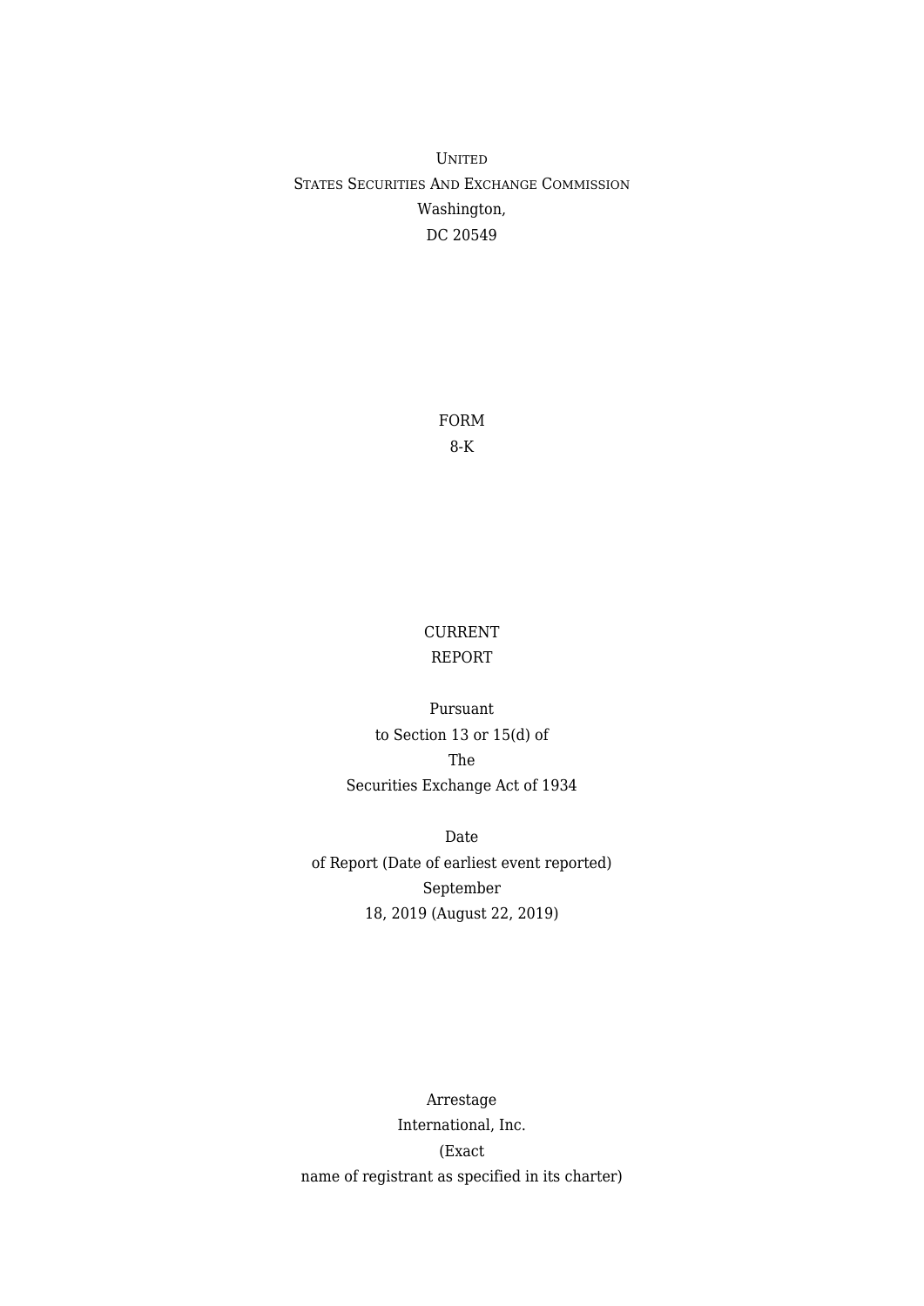UNITED STATES SECURITIES AND EXCHANGE COMMISSION
Washington, DC 20549

# FORM 8-K

## CURRENT REPORT

Pursuant to Section 13 or 15(d) of The Securities Exchange Act of 1934

Date of Report (Date of earliest event reported) September 18, 2019 (August 22, 2019)

Arrestage International, Inc.
(Exact name of registrant as specified in its charter)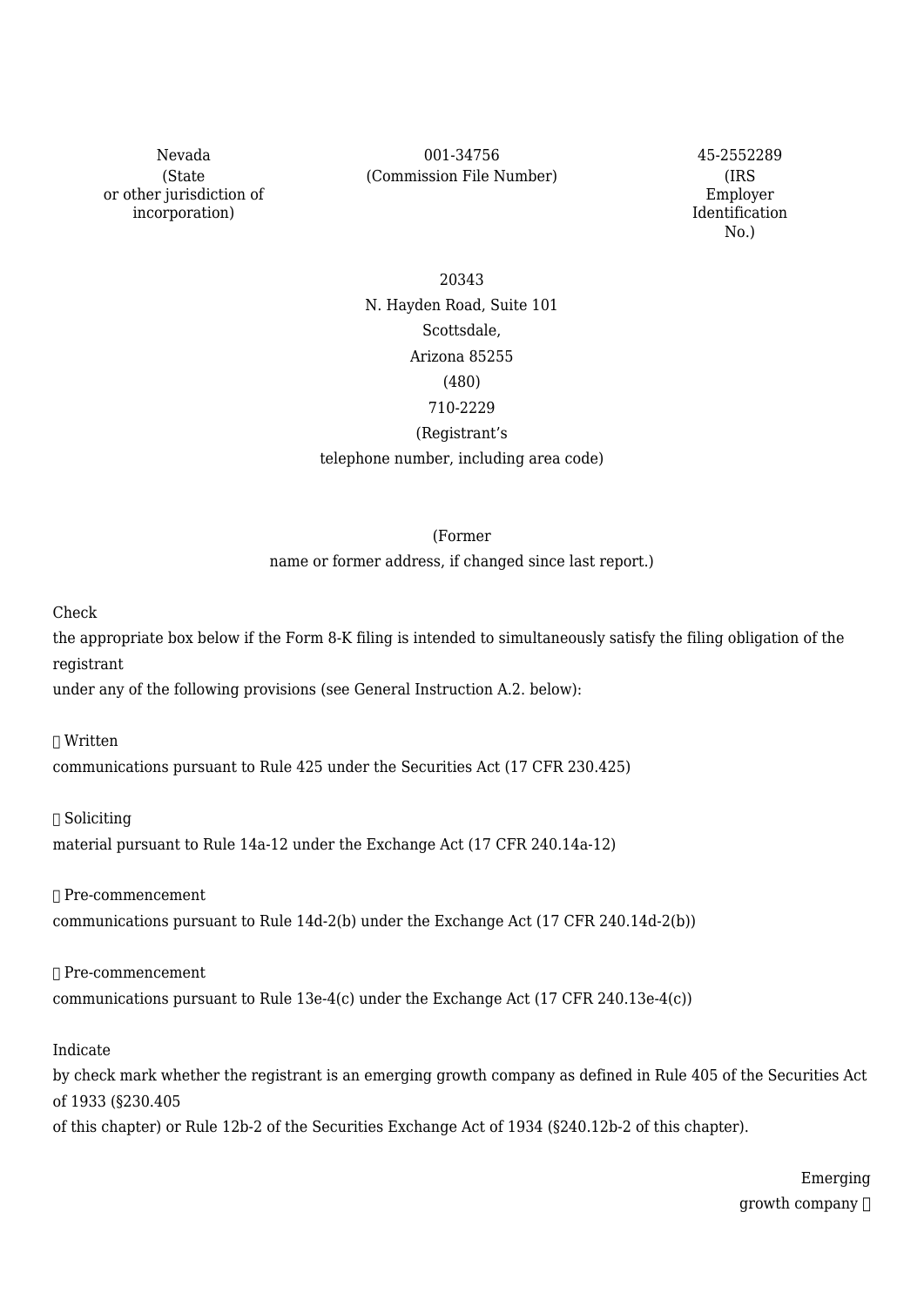| Nevada | 001-34756 | 45-2552289 |
| --- | --- | --- |
| (State or other jurisdiction of incorporation) | (Commission File Number) | (IRS Employer Identification No.) |

20343 N. Hayden Road, Suite 101
Scottsdale, Arizona 85255

(480) 710-2229
(Registrant's telephone number, including area code)

(Former name or former address, if changed since last report.)

Check the appropriate box below if the Form 8-K filing is intended to simultaneously satisfy the filing obligation of the registrant under any of the following provisions (see General Instruction A.2. below):

☐ Written communications pursuant to Rule 425 under the Securities Act (17 CFR 230.425)

☐ Soliciting material pursuant to Rule 14a-12 under the Exchange Act (17 CFR 240.14a-12)

☐ Pre-commencement communications pursuant to Rule 14d-2(b) under the Exchange Act (17 CFR 240.14d-2(b))

☐ Pre-commencement communications pursuant to Rule 13e-4(c) under the Exchange Act (17 CFR 240.13e-4(c))

Indicate by check mark whether the registrant is an emerging growth company as defined in Rule 405 of the Securities Act of 1933 (§230.405 of this chapter) or Rule 12b-2 of the Securities Exchange Act of 1934 (§240.12b-2 of this chapter).

Emerging growth company ☐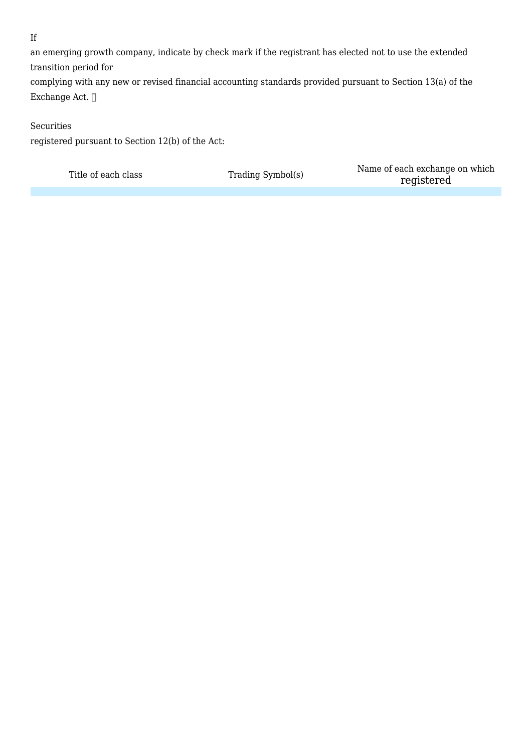If an emerging growth company, indicate by check mark if the registrant has elected not to use the extended transition period for complying with any new or revised financial accounting standards provided pursuant to Section 13(a) of the Exchange Act. ☐

Securities registered pursuant to Section 12(b) of the Act:

| Title of each class | Trading Symbol(s) | Name of each exchange on which registered |
| --- | --- | --- |
| | | |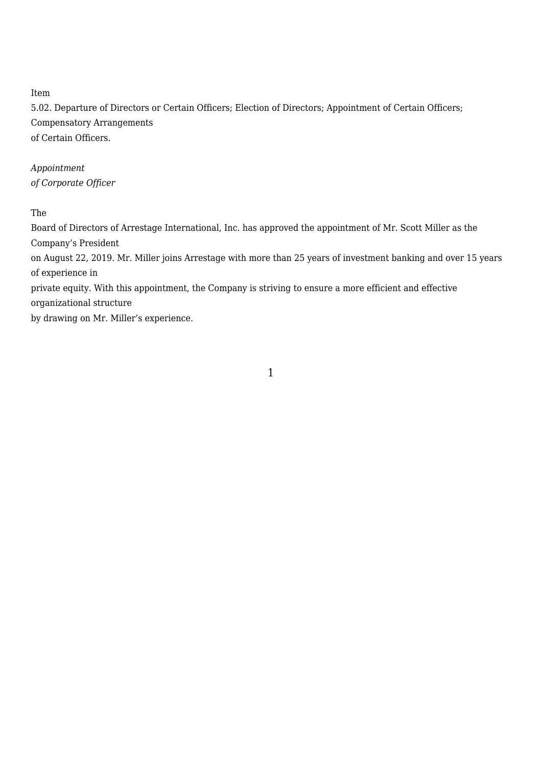Item 5.02. Departure of Directors or Certain Officers; Election of Directors; Appointment of Certain Officers; Compensatory Arrangements of Certain Officers.

*Appointment of Corporate Officer*

The Board of Directors of Arrestage International, Inc. has approved the appointment of Mr. Scott Miller as the Company's President on August 22, 2019. Mr. Miller joins Arrestage with more than 25 years of investment banking and over 15 years of experience in private equity. With this appointment, the Company is striving to ensure a more efficient and effective organizational structure by drawing on Mr. Miller's experience.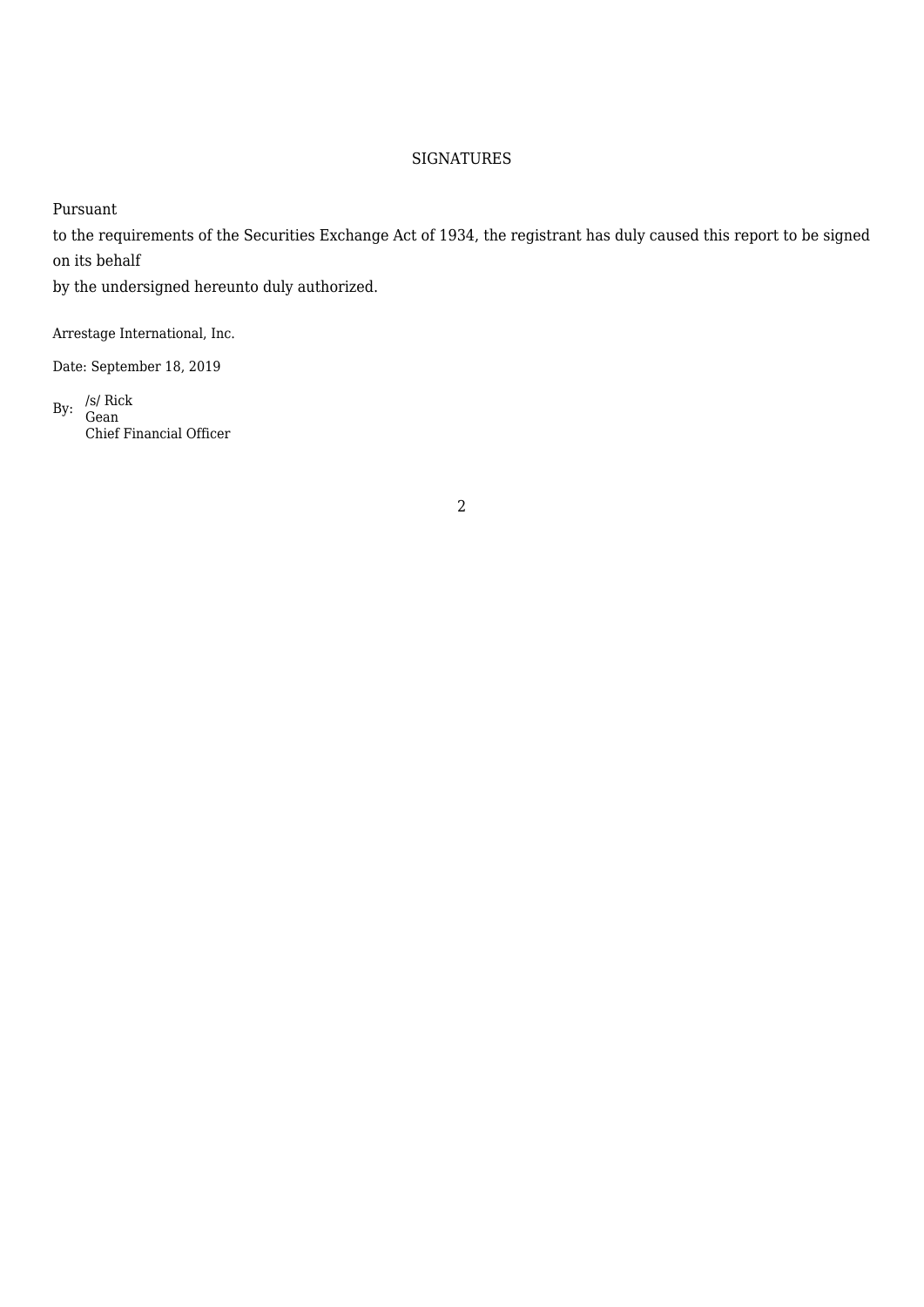## SIGNATURES

Pursuant to the requirements of the Securities Exchange Act of 1934, the registrant has duly caused this report to be signed on its behalf by the undersigned hereunto duly authorized.

Arrestage International, Inc.

Date: September 18, 2019

By: /s/ Rick Gean
Chief Financial Officer